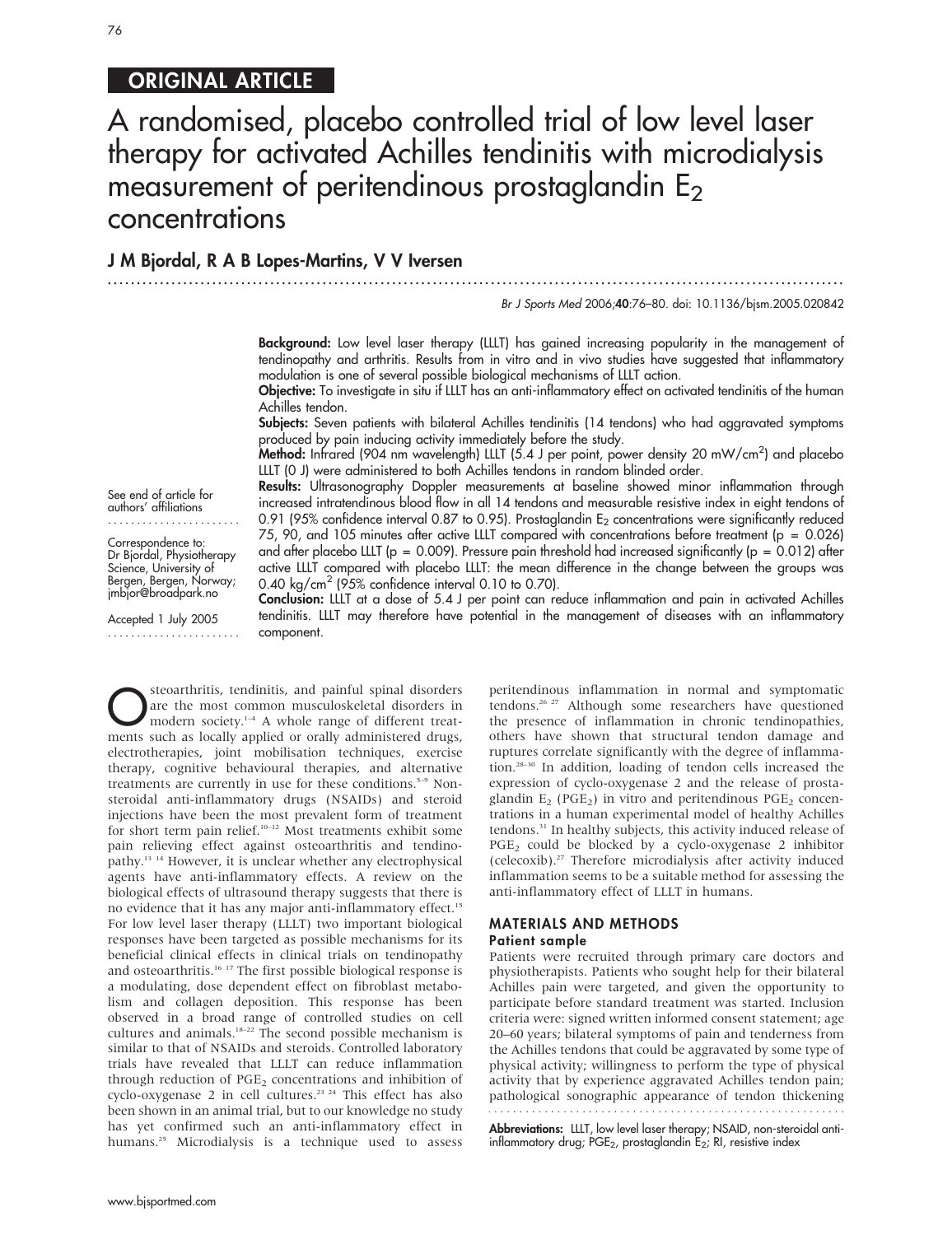## ORIGINAL ARTICLE

# A randomised, placebo controlled trial of low level laser therapy for activated Achilles tendinitis with microdialysis measurement of peritendinous prostaglandin $E_2$ concentrations

**J M Bjordal, R A B Lopes-Martins, V V Iversen**

*Br J Sports Med* 2006;**40**:76–80. doi: 10.1136/bjsm.2005.020842

**Background:** Low level laser therapy (LLLT) has gained increasing popularity in the management of tendinopathy and arthritis. Results from in vitro and in vivo studies have suggested that inflammatory modulation is one of several possible biological mechanisms of LLLT action.

**Objective:** To investigate in situ if LLLT has an anti-inflammatory effect on activated tendinitis of the human Achilles tendon.

**Subjects:** Seven patients with bilateral Achilles tendinitis (14 tendons) who had aggravated symptoms produced by pain inducing activity immediately before the study.

**Method:** Infrared (904 nm wavelength) LLLT (5.4 J per point, power density 20 mW/cm$^2$) and placebo LLLT (0 J) were administered to both Achilles tendons in random blinded order.

**Results:** Ultrasonography Doppler measurements at baseline showed minor inflammation through increased intratendinous blood flow in all 14 tendons and measurable resistive index in eight tendons of 0.91 (95% confidence interval 0.87 to 0.95). Prostaglandin $E_2$ concentrations were significantly reduced 75, 90, and 105 minutes after active LLLT compared with concentrations before treatment ($p = 0.026$) and after placebo LLLT ($p = 0.009$). Pressure pain threshold had increased significantly ($p = 0.012$) after active LLLT compared with placebo LLLT: the mean difference in the change between the groups was 0.40 kg/cm$^2$ (95% confidence interval 0.10 to 0.70).

**Conclusion:** LLLT at a dose of 5.4 J per point can reduce inflammation and pain in activated Achilles tendinitis. LLLT may therefore have potential in the management of diseases with an inflammatory component.

See end of article for authors' affiliations

Correspondence to: Dr Bjordal, Physiotherapy Science, University of Bergen, Bergen, Norway; jmbjor@broadpark.no

Accepted 1 July 2005

Osteoarthritis, tendinitis, and painful spinal disorders are the most common musculoskeletal disorders in modern society.[1–4] A whole range of different treatments such as locally applied or orally administered drugs, electrotherapies, joint mobilisation techniques, exercise therapy, cognitive behavioural therapies, and alternative treatments are currently in use for these conditions.[5–9] Non-steroidal anti-inflammatory drugs (NSAIDs) and steroid injections have been the most prevalent form of treatment for short term pain relief.[10–12] Most treatments exhibit some pain relieving effect against osteoarthritis and tendinopathy.[13 14] However, it is unclear whether any electrophysical agents have anti-inflammatory effects. A review on the biological effects of ultrasound therapy suggests that there is no evidence that it has any major anti-inflammatory effect.[15] For low level laser therapy (LLLT) two important biological responses have been targeted as possible mechanisms for its beneficial clinical effects in clinical trials on tendinopathy and osteoarthritis.[16 17] The first possible biological response is a modulating, dose dependent effect on fibroblast metabolism and collagen deposition. This response has been observed in a broad range of controlled studies on cell cultures and animals.[18–22] The second possible mechanism is similar to that of NSAIDs and steroids. Controlled laboratory trials have revealed that LLLT can reduce inflammation through reduction of $PGE_2$ concentrations and inhibition of cyclo-oxygenase 2 in cell cultures.[23 24] This effect has also been shown in an animal trial, but to our knowledge no study has yet confirmed such an anti-inflammatory effect in humans.[25] Microdialysis is a technique used to assess peritendinous inflammation in normal and symptomatic tendons.[26 27] Although some researchers have questioned the presence of inflammation in chronic tendinopathies, others have shown that structural tendon damage and ruptures correlate significantly with the degree of inflammation.[28–30] In addition, loading of tendon cells increased the expression of cyclo-oxygenase 2 and the release of prostaglandin $E_2$ ($PGE_2$) in vitro and peritendinous $PGE_2$ concentrations in a human experimental model of healthy Achilles tendons.[31] In healthy subjects, this activity induced release of $PGE_2$ could be blocked by a cyclo-oxygenase 2 inhibitor (celecoxib).[27] Therefore microdialysis after activity induced inflammation seems to be a suitable method for assessing the anti-inflammatory effect of LLLT in humans.

## MATERIALS AND METHODS

### Patient sample

Patients were recruited through primary care doctors and physiotherapists. Patients who sought help for their bilateral Achilles pain were targeted, and given the opportunity to participate before standard treatment was started. Inclusion criteria were: signed written informed consent statement; age 20–60 years; bilateral symptoms of pain and tenderness from the Achilles tendons that could be aggravated by some type of physical activity; willingness to perform the type of physical activity that by experience aggravated Achilles tendon pain; pathological sonographic appearance of tendon thickening

**Abbreviations:** LLLT, low level laser therapy; NSAID, non-steroidal anti-inflammatory drug; $PGE_2$, prostaglandin $E_2$; RI, resistive index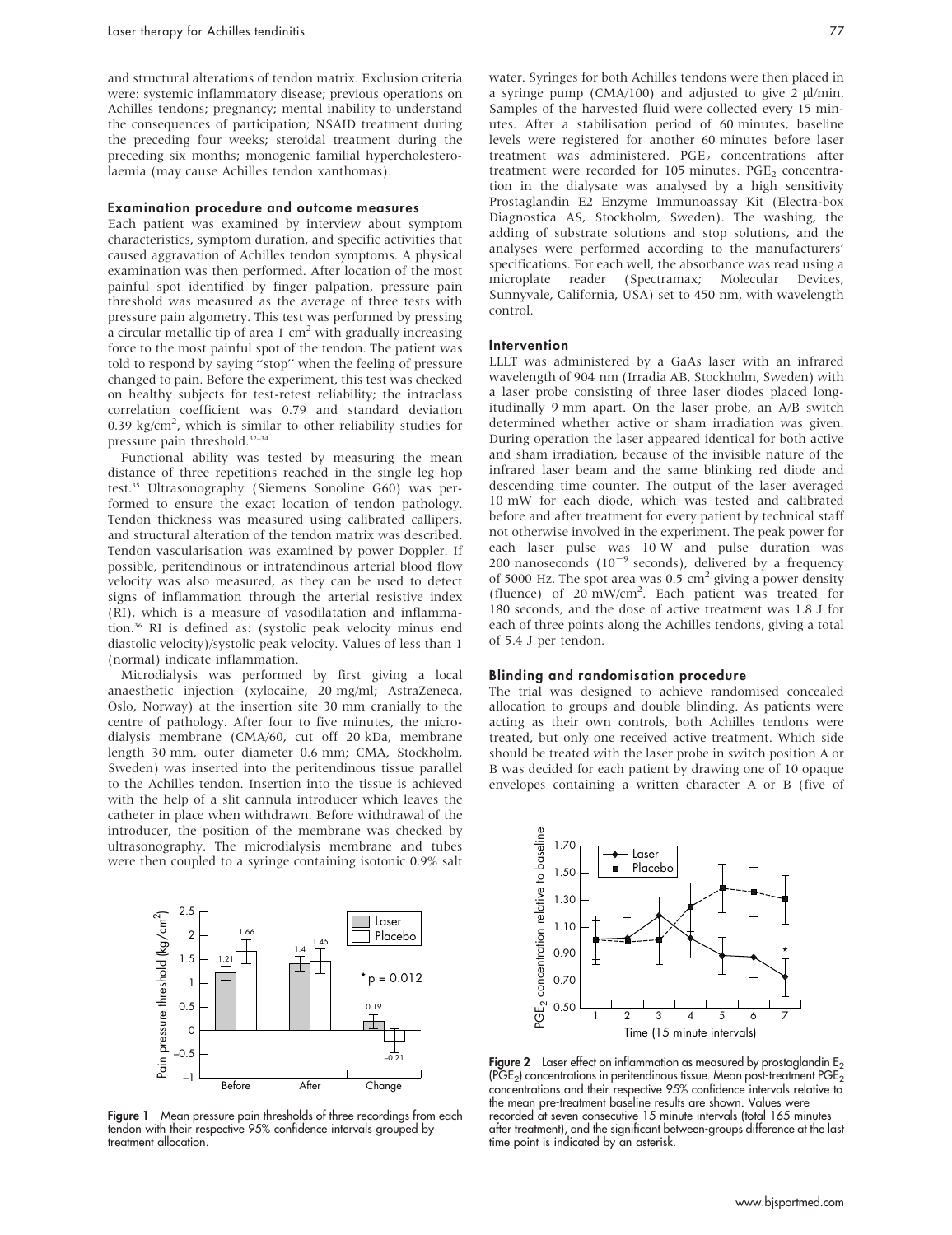and structural alterations of tendon matrix. Exclusion criteria were: systemic inflammatory disease; previous operations on Achilles tendons; pregnancy; mental inability to understand the consequences of participation; NSAID treatment during the preceding four weeks; steroidal treatment during the preceding six months; monogenic familial hypercholesterolaemia (may cause Achilles tendon xanthomas).

### Examination procedure and outcome measures

Each patient was examined by interview about symptom characteristics, symptom duration, and specific activities that caused aggravation of Achilles tendon symptoms. A physical examination was then performed. After location of the most painful spot identified by finger palpation, pressure pain threshold was measured as the average of three tests with pressure pain algometry. This test was performed by pressing a circular metallic tip of area 1 $cm^2$ with gradually increasing force to the most painful spot of the tendon. The patient was told to respond by saying "stop" when the feeling of pressure changed to pain. Before the experiment, this test was checked on healthy subjects for test-retest reliability; the intraclass correlation coefficient was 0.79 and standard deviation 0.39 $kg/cm^2$, which is similar to other reliability studies for pressure pain threshold.[32–34]

Functional ability was tested by measuring the mean distance of three repetitions reached in the single leg hop test.[35] Ultrasonography (Siemens Sonoline G60) was performed to ensure the exact location of tendon pathology. Tendon thickness was measured using calibrated callipers, and structural alteration of the tendon matrix was described. Tendon vascularisation was examined by power Doppler. If possible, peritendinous or intratendinous arterial blood flow velocity was also measured, as they can be used to detect signs of inflammation through the arterial resistive index (RI), which is a measure of vasodilatation and inflammation.[36] RI is defined as: (systolic peak velocity minus end diastolic velocity)/systolic peak velocity. Values of less than 1 (normal) indicate inflammation.

Microdialysis was performed by first giving a local anaesthetic injection (xylocaine, 20 mg/ml; AstraZeneca, Oslo, Norway) at the insertion site 30 mm cranially to the centre of pathology. After four to five minutes, the microdialysis membrane (CMA/60, cut off 20 kDa, membrane length 30 mm, outer diameter 0.6 mm; CMA, Stockholm, Sweden) was inserted into the peritendinous tissue parallel to the Achilles tendon. Insertion into the tissue is achieved with the help of a slit cannula introducer which leaves the catheter in place when withdrawn. Before withdrawal of the introducer, the position of the membrane was checked by ultrasonography. The microdialysis membrane and tubes were then coupled to a syringe containing isotonic 0.9% salt water. Syringes for both Achilles tendons were then placed in a syringe pump (CMA/100) and adjusted to give 2 µl/min. Samples of the harvested fluid were collected every 15 minutes. After a stabilisation period of 60 minutes, baseline levels were registered for another 60 minutes before laser treatment was administered. $PGE_2$ concentrations after treatment were recorded for 105 minutes. $PGE_2$ concentration in the dialysate was analysed by a high sensitivity Prostaglandin E2 Enzyme Immunoassay Kit (Electra-box Diagnostica AS, Stockholm, Sweden). The washing, the adding of substrate solutions and stop solutions, and the analyses were performed according to the manufacturers' specifications. For each well, the absorbance was read using a microplate reader (Spectramax; Molecular Devices, Sunnyvale, California, USA) set to 450 nm, with wavelength control.

### Intervention

LLLT was administered by a GaAs laser with an infrared wavelength of 904 nm (Irradia AB, Stockholm, Sweden) with a laser probe consisting of three laser diodes placed longitudinally 9 mm apart. On the laser probe, an A/B switch determined whether active or sham irradiation was given. During operation the laser appeared identical for both active and sham irradiation, because of the invisible nature of the infrared laser beam and the same blinking red diode and descending time counter. The output of the laser averaged 10 mW for each diode, which was tested and calibrated before and after treatment for every patient by technical staff not otherwise involved in the experiment. The peak power for each laser pulse was 10 W and pulse duration was 200 nanoseconds ($10^{-9}$ seconds), delivered by a frequency of 5000 Hz. The spot area was 0.5 $cm^2$ giving a power density (fluence) of 20 $mW/cm^2$. Each patient was treated for 180 seconds, and the dose of active treatment was 1.8 J for each of three points along the Achilles tendons, giving a total of 5.4 J per tendon.

### Blinding and randomisation procedure

The trial was designed to achieve randomised concealed allocation to groups and double blinding. As patients were acting as their own controls, both Achilles tendons were treated, but only one received active treatment. Which side should be treated with the laser probe in switch position A or B was decided for each patient by drawing one of 10 opaque envelopes containing a written character A or B (five of

**Figure 1** Mean pressure pain thresholds of three recordings from each tendon with their respective 95% confidence intervals grouped by treatment allocation.

**Figure 2** Laser effect on inflammation as measured by prostaglandin $E_2$ ($PGE_2$) concentrations in peritendinous tissue. Mean post-treatment $PGE_2$ concentrations and their respective 95% confidence intervals relative to the mean pre-treatment baseline results are shown. Values were recorded at seven consecutive 15 minute intervals (total 165 minutes after treatment), and the significant between-groups difference at the last time point is indicated by an asterisk.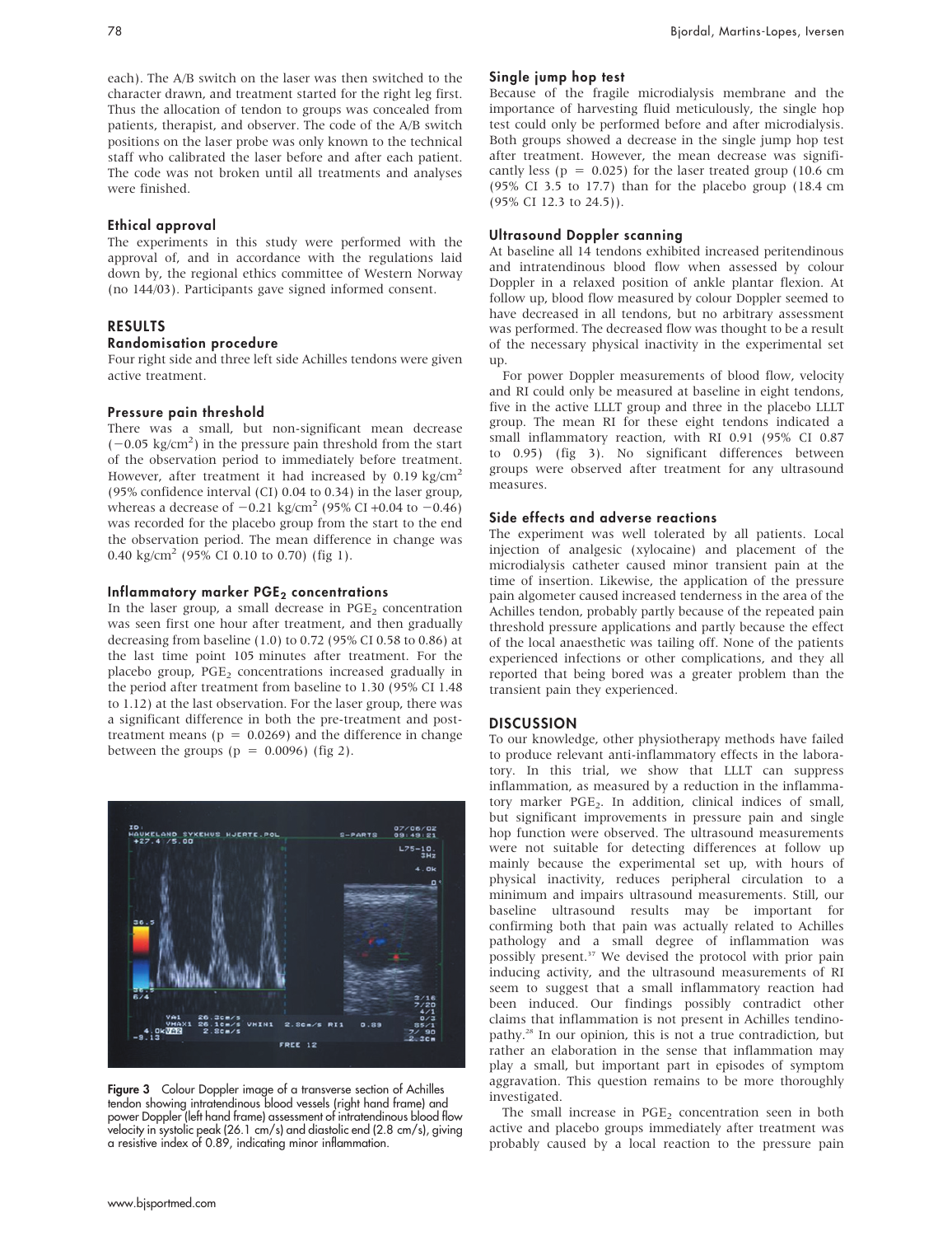each). The A/B switch on the laser was then switched to the character drawn, and treatment started for the right leg first. Thus the allocation of tendon to groups was concealed from patients, therapist, and observer. The code of the A/B switch positions on the laser probe was only known to the technical staff who calibrated the laser before and after each patient. The code was not broken until all treatments and analyses were finished.

### Ethical approval

The experiments in this study were performed with the approval of, and in accordance with the regulations laid down by, the regional ethics committee of Western Norway (no 144/03). Participants gave signed informed consent.

## RESULTS

### Randomisation procedure

Four right side and three left side Achilles tendons were given active treatment.

### Pressure pain threshold

There was a small, but non-significant mean decrease ($-0.05$ kg/cm$^2$) in the pressure pain threshold from the start of the observation period to immediately before treatment. However, after treatment it had increased by 0.19 kg/cm$^2$ (95% confidence interval (CI) 0.04 to 0.34) in the laser group, whereas a decrease of $-0.21$ kg/cm$^2$ (95% CI +0.04 to $-0.46$) was recorded for the placebo group from the start to the end the observation period. The mean difference in change was 0.40 kg/cm$^2$ (95% CI 0.10 to 0.70) (fig 1).

### Inflammatory marker $PGE_2$ concentrations

In the laser group, a small decrease in $PGE_2$ concentration was seen first one hour after treatment, and then gradually decreasing from baseline (1.0) to 0.72 (95% CI 0.58 to 0.86) at the last time point 105 minutes after treatment. For the placebo group, $PGE_2$ concentrations increased gradually in the period after treatment from baseline to 1.30 (95% CI 1.48 to 1.12) at the last observation. For the laser group, there was a significant difference in both the pre-treatment and post-treatment means ($p = 0.0269$) and the difference in change between the groups ($p = 0.0096$) (fig 2).

Figure 3 Colour Doppler image of a transverse section of Achilles tendon showing intratendinous blood vessels (right hand frame) and power Doppler (left hand frame) assessment of intratendinous blood flow velocity in systolic peak (26.1 cm/s) and diastolic end (2.8 cm/s), giving a resistive index of 0.89, indicating minor inflammation.

### Single jump hop test

Because of the fragile microdialysis membrane and the importance of harvesting fluid meticulously, the single hop test could only be performed before and after microdialysis. Both groups showed a decrease in the single jump hop test after treatment. However, the mean decrease was significantly less ($p = 0.025$) for the laser treated group (10.6 cm (95% CI 3.5 to 17.7) than for the placebo group (18.4 cm (95% CI 12.3 to 24.5)).

### Ultrasound Doppler scanning

At baseline all 14 tendons exhibited increased peritendinous and intratendinous blood flow when assessed by colour Doppler in a relaxed position of ankle plantar flexion. At follow up, blood flow measured by colour Doppler seemed to have decreased in all tendons, but no arbitrary assessment was performed. The decreased flow was thought to be a result of the necessary physical inactivity in the experimental set up.

For power Doppler measurements of blood flow, velocity and RI could only be measured at baseline in eight tendons, five in the active LLLT group and three in the placebo LLLT group. The mean RI for these eight tendons indicated a small inflammatory reaction, with RI 0.91 (95% CI 0.87 to 0.95) (fig 3). No significant differences between groups were observed after treatment for any ultrasound measures.

### Side effects and adverse reactions

The experiment was well tolerated by all patients. Local injection of analgesic (xylocaine) and placement of the microdialysis catheter caused minor transient pain at the time of insertion. Likewise, the application of the pressure pain algometer caused increased tenderness in the area of the Achilles tendon, probably partly because of the repeated pain threshold pressure applications and partly because the effect of the local anaesthetic was tailing off. None of the patients experienced infections or other complications, and they all reported that being bored was a greater problem than the transient pain they experienced.

## DISCUSSION

To our knowledge, other physiotherapy methods have failed to produce relevant anti-inflammatory effects in the laboratory. In this trial, we show that LLLT can suppress inflammation, as measured by a reduction in the inflammatory marker $PGE_2$. In addition, clinical indices of small, but significant improvements in pressure pain and single hop function were observed. The ultrasound measurements were not suitable for detecting differences at follow up mainly because the experimental set up, with hours of physical inactivity, reduces peripheral circulation to a minimum and impairs ultrasound measurements. Still, our baseline ultrasound results may be important for confirming both that pain was actually related to Achilles pathology and a small degree of inflammation was possibly present.[37] We devised the protocol with prior pain inducing activity, and the ultrasound measurements of RI seem to suggest that a small inflammatory reaction had been induced. Our findings possibly contradict other claims that inflammation is not present in Achilles tendinopathy.[28] In our opinion, this is not a true contradiction, but rather an elaboration in the sense that inflammation may play a small, but important part in episodes of symptom aggravation. This question remains to be more thoroughly investigated.

The small increase in $PGE_2$ concentration seen in both active and placebo groups immediately after treatment was probably caused by a local reaction to the pressure pain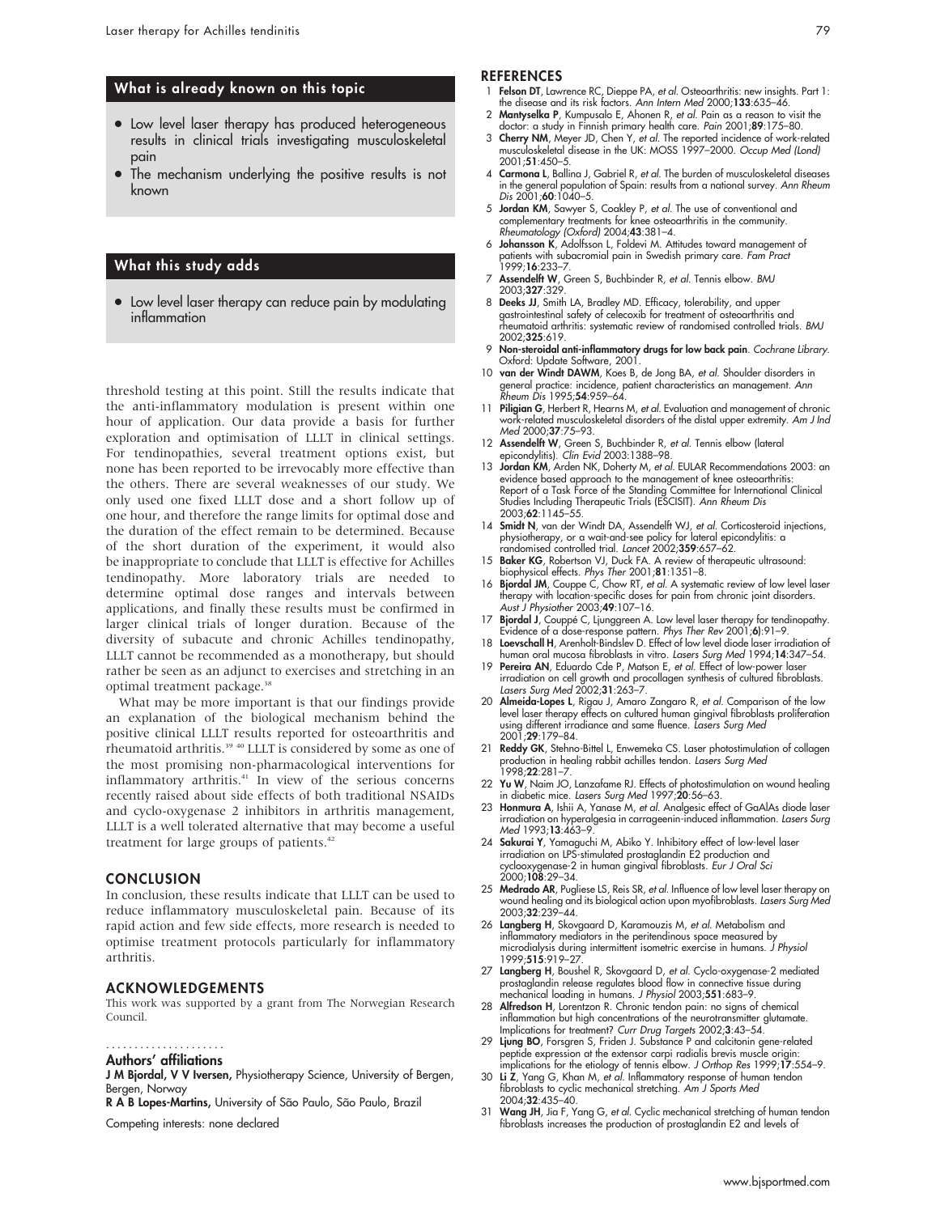## What is already known on this topic

- Low level laser therapy has produced heterogeneous results in clinical trials investigating musculoskeletal pain
- The mechanism underlying the positive results is not known

## What this study adds

- Low level laser therapy can reduce pain by modulating inflammation

threshold testing at this point. Still the results indicate that the anti-inflammatory modulation is present within one hour of application. Our data provide a basis for further exploration and optimisation of LLLT in clinical settings. For tendinopathies, several treatment options exist, but none has been reported to be irrevocably more effective than the others. There are several weaknesses of our study. We only used one fixed LLLT dose and a short follow up of one hour, and therefore the range limits for optimal dose and the duration of the effect remain to be determined. Because of the short duration of the experiment, it would also be inappropriate to conclude that LLLT is effective for Achilles tendinopathy. More laboratory trials are needed to determine optimal dose ranges and intervals between applications, and finally these results must be confirmed in larger clinical trials of longer duration. Because of the diversity of subacute and chronic Achilles tendinopathy, LLLT cannot be recommended as a monotherapy, but should rather be seen as an adjunct to exercises and stretching in an optimal treatment package.[38]

What may be more important is that our findings provide an explanation of the biological mechanism behind the positive clinical LLLT results reported for osteoarthritis and rheumatoid arthritis.[39 40] LLLT is considered by some as one of the most promising non-pharmacological interventions for inflammatory arthritis.[41] In view of the serious concerns recently raised about side effects of both traditional NSAIDs and cyclo-oxygenase 2 inhibitors in arthritis management, LLLT is a well tolerated alternative that may become a useful treatment for large groups of patients.[42]

## CONCLUSION

In conclusion, these results indicate that LLLT can be used to reduce inflammatory musculoskeletal pain. Because of its rapid action and few side effects, more research is needed to optimise treatment protocols particularly for inflammatory arthritis.

## ACKNOWLEDGEMENTS

This work was supported by a grant from The Norwegian Research Council.

### Authors' affiliations

**J M Bjordal, V V Iversen,** Physiotherapy Science, University of Bergen, Bergen, Norway

**R A B Lopes-Martins,** University of São Paulo, São Paulo, Brazil

Competing interests: none declared

## REFERENCES

1. **Felson DT**, Lawrence RC, Dieppe PA, *et al*. Osteoarthritis: new insights. Part 1: the disease and its risk factors. *Ann Intern Med* 2000;**133**:635–46.
2. **Mantyselka P**, Kumpusalo E, Ahonen R, *et al*. Pain as a reason to visit the doctor: a study in Finnish primary health care. *Pain* 2001;**89**:175–80.
3. **Cherry NM**, Meyer JD, Chen Y, *et al*. The reported incidence of work-related musculoskeletal disease in the UK: MOSS 1997–2000. *Occup Med (Lond)* 2001;**51**:450–5.
4. **Carmona L**, Ballina J, Gabriel R, *et al*. The burden of musculoskeletal diseases in the general population of Spain: results from a national survey. *Ann Rheum Dis* 2001;**60**:1040–5.
5. **Jordan KM**, Sawyer S, Coakley P, *et al*. The use of conventional and complementary treatments for knee osteoarthritis in the community. *Rheumatology (Oxford)* 2004;**43**:381–4.
6. **Johansson K**, Adolfsson L, Foldevi M. Attitudes toward management of patients with subacromial pain in Swedish primary care. *Fam Pract* 1999;**16**:233–7.
7. **Assendelft W**, Green S, Buchbinder R, *et al*. Tennis elbow. *BMJ* 2003;**327**:329.
8. **Deeks JJ**, Smith LA, Bradley MD. Efficacy, tolerability, and upper gastrointestinal safety of celecoxib for treatment of osteoarthritis and rheumatoid arthritis: systematic review of randomised controlled trials. *BMJ* 2002;**325**:619.
9. **Non-steroidal anti-inflammatory drugs for low back pain**. *Cochrane Library*. Oxford: Update Software, 2001.
10. **van der Windt DAWM**, Koes B, de Jong BA, *et al*. Shoulder disorders in general practice: incidence, patient characteristics an management. *Ann Rheum Dis* 1995;**54**:959–64.
11. **Piligian G**, Herbert R, Hearns M, *et al*. Evaluation and management of chronic work-related musculoskeletal disorders of the distal upper extremity. *Am J Ind Med* 2000;**37**:75–93.
12. **Assendelft W**, Green S, Buchbinder R, *et al*. Tennis elbow (lateral epicondylitis). *Clin Evid* 2003:1388–98.
13. **Jordan KM**, Arden NK, Doherty M, *et al*. EULAR Recommendations 2003: an evidence based approach to the management of knee osteoarthritis: Report of a Task Force of the Standing Committee for International Clinical Studies Including Therapeutic Trials (ESCISIT). *Ann Rheum Dis* 2003;**62**:1145–55.
14. **Smidt N**, van der Windt DA, Assendelft WJ, *et al*. Corticosteroid injections, physiotherapy, or a wait-and-see policy for lateral epicondylitis: a randomised controlled trial. *Lancet* 2002;**359**:657–62.
15. **Baker KG**, Robertson VJ, Duck FA. A review of therapeutic ultrasound: biophysical effects. *Phys Ther* 2001;**81**:1351–8.
16. **Bjordal JM**, Couppe C, Chow RT, *et al*. A systematic review of low level laser therapy with location-specific doses for pain from chronic joint disorders. *Aust J Physiother* 2003;**49**:107–16.
17. **Bjordal J**, Couppé C, Ljunggreen A. Low level laser therapy for tendinopathy. Evidence of a dose-response pattern. *Phys Ther Rev* 2001;**6)**:91–9.
18. **Loevschall H**, Arenholt-Bindslev D. Effect of low level diode laser irradiation of human oral mucosa fibroblasts in vitro. *Lasers Surg Med* 1994;**14**:347–54.
19. **Pereira AN**, Eduardo Cde P, Matson E, *et al*. Effect of low-power laser irradiation on cell growth and procollagen synthesis of cultured fibroblasts. *Lasers Surg Med* 2002;**31**:263–7.
20. **Almeida-Lopes L**, Rigau J, Amaro Zangaro R, *et al*. Comparison of the low level laser therapy effects on cultured human gingival fibroblasts proliferation using different irradiance and same fluence. *Lasers Surg Med* 2001;**29**:179–84.
21. **Reddy GK**, Stehno-Bittel L, Enwemeka CS. Laser photostimulation of collagen production in healing rabbit achilles tendon. *Lasers Surg Med* 1998;**22**:281–7.
22. **Yu W**, Naim JO, Lanzafame RJ. Effects of photostimulation on wound healing in diabetic mice. *Lasers Surg Med* 1997;**20**:56–63.
23. **Honmura A**, Ishii A, Yanase M, *et al*. Analgesic effect of GaAlAs diode laser irradiation on hyperalgesia in carrageenin-induced inflammation. *Lasers Surg Med* 1993;**13**:463–9.
24. **Sakurai Y**, Yamaguchi M, Abiko Y. Inhibitory effect of low-level laser irradiation on LPS-stimulated prostaglandin E2 production and cyclooxygenase-2 in human gingival fibroblasts. *Eur J Oral Sci* 2000;**108**:29–34.
25. **Medrado AR**, Pugliese LS, Reis SR, *et al*. Influence of low level laser therapy on wound healing and its biological action upon myofibroblasts. *Lasers Surg Med* 2003;**32**:239–44.
26. **Langberg H**, Skovgaard D, Karamouzis M, *et al*. Metabolism and inflammatory mediators in the peritendinous space measured by microdialysis during intermittent isometric exercise in humans. *J Physiol* 1999;**515**:919–27.
27. **Langberg H**, Boushel R, Skovgaard D, *et al*. Cyclo-oxygenase-2 mediated prostaglandin release regulates blood flow in connective tissue during mechanical loading in humans. *J Physiol* 2003;**551**:683–9.
28. **Alfredson H**, Lorentzon R. Chronic tendon pain: no signs of chemical inflammation but high concentrations of the neurotransmitter glutamate. Implications for treatment? *Curr Drug Targets* 2002;**3**:43–54.
29. **Ljung BO**, Forsgren S, Friden J. Substance P and calcitonin gene-related peptide expression at the extensor carpi radialis brevis muscle origin: implications for the etiology of tennis elbow. *J Orthop Res* 1999;**17**:554–9.
30. **Li Z**, Yang G, Khan M, *et al*. Inflammatory response of human tendon fibroblasts to cyclic mechanical stretching. *Am J Sports Med* 2004;**32**:435–40.
31. **Wang JH**, Jia F, Yang G, *et al*. Cyclic mechanical stretching of human tendon fibroblasts increases the production of prostaglandin E2 and levels of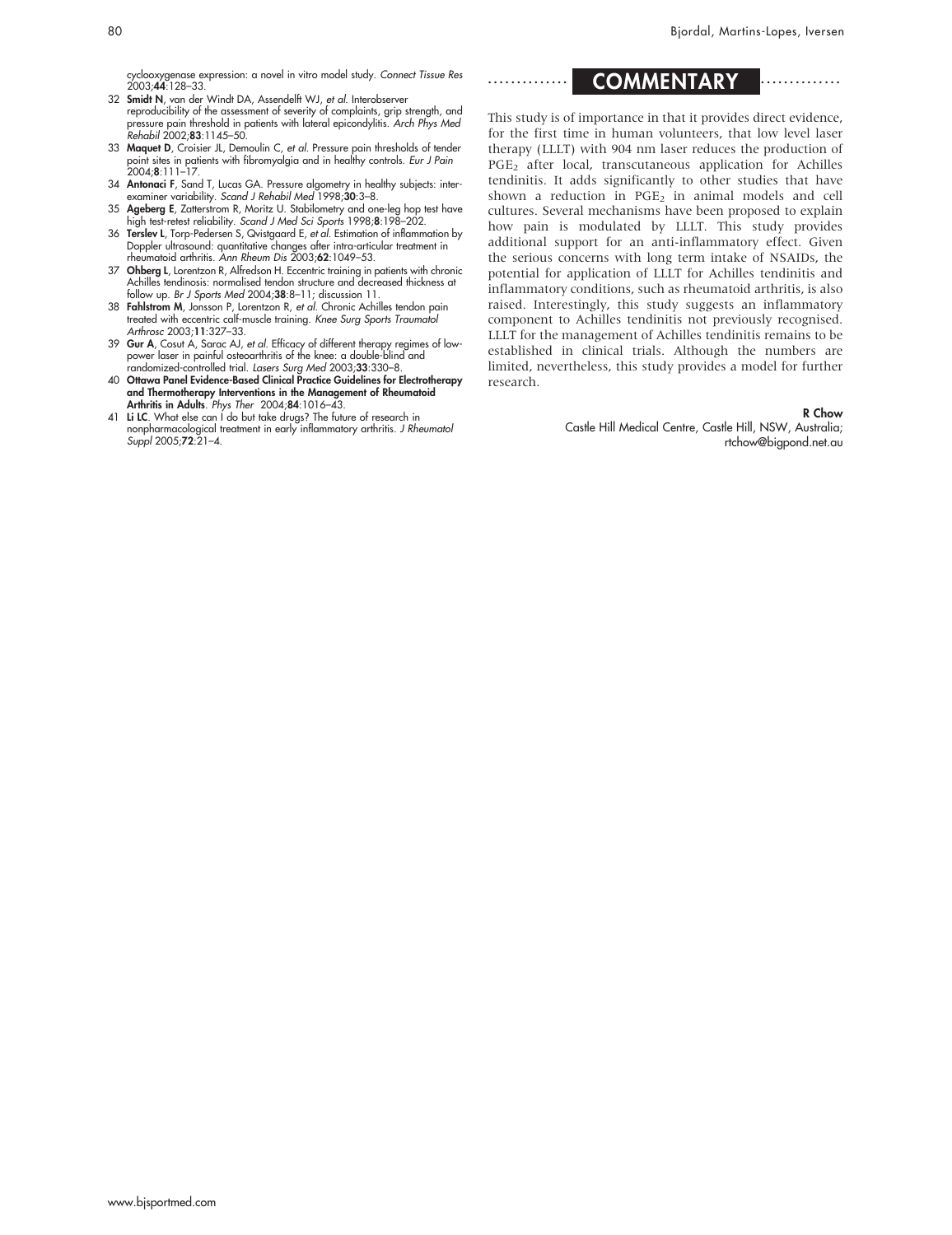cyclooxygenase expression: a novel in vitro model study. *Connect Tissue Res* 2003;**44**:128–33.

32 **Smidt N**, van der Windt DA, Assendelft WJ, *et al*. Interobserver reproducibility of the assessment of severity of complaints, grip strength, and pressure pain threshold in patients with lateral epicondylitis. *Arch Phys Med Rehabil* 2002;**83**:1145–50.

33 **Maquet D**, Croisier JL, Demoulin C, *et al*. Pressure pain thresholds of tender point sites in patients with fibromyalgia and in healthy controls. *Eur J Pain* 2004;**8**:111–17.

34 **Antonaci F**, Sand T, Lucas GA. Pressure algometry in healthy subjects: inter-examiner variability. *Scand J Rehabil Med* 1998;**30**:3–8.

35 **Ageberg E**, Zatterstrom R, Moritz U. Stabilometry and one-leg hop test have high test-retest reliability. *Scand J Med Sci Sports* 1998;**8**:198–202.

36 **Terslev L**, Torp-Pedersen S, Qvistgaard E, *et al*. Estimation of inflammation by Doppler ultrasound: quantitative changes after intra-articular treatment in rheumatoid arthritis. *Ann Rheum Dis* 2003;**62**:1049–53.

37 **Ohberg L**, Lorentzon R, Alfredson H. Eccentric training in patients with chronic Achilles tendinosis: normalised tendon structure and decreased thickness at follow up. *Br J Sports Med* 2004;**38**:8–11; discussion 11.

38 **Fahlstrom M**, Jonsson P, Lorentzon R, *et al*. Chronic Achilles tendon pain treated with eccentric calf-muscle training. *Knee Surg Sports Traumatol Arthrosc* 2003;**11**:327–33.

39 **Gur A**, Cosut A, Sarac AJ, *et al*. Efficacy of different therapy regimes of low-power laser in painful osteoarthritis of the knee: a double-blind and randomized-controlled trial. *Lasers Surg Med* 2003;**33**:330–8.

40 **Ottawa Panel Evidence-Based Clinical Practice Guidelines for Electrotherapy and Thermotherapy Interventions in the Management of Rheumatoid Arthritis in Adults**. *Phys Ther* 2004;**84**:1016–43.

41 **Li LC**. What else can I do but take drugs? The future of research in nonpharmacological treatment in early inflammatory arthritis. *J Rheumatol Suppl* 2005;**72**:21–4.

## COMMENTARY

This study is of importance in that it provides direct evidence, for the first time in human volunteers, that low level laser therapy (LLLT) with 904 nm laser reduces the production of $PGE_2$ after local, transcutaneous application for Achilles tendinitis. It adds significantly to other studies that have shown a reduction in $PGE_2$ in animal models and cell cultures. Several mechanisms have been proposed to explain how pain is modulated by LLLT. This study provides additional support for an anti-inflammatory effect. Given the serious concerns with long term intake of NSAIDs, the potential for application of LLLT for Achilles tendinitis and inflammatory conditions, such as rheumatoid arthritis, is also raised. Interestingly, this study suggests an inflammatory component to Achilles tendinitis not previously recognised. LLLT for the management of Achilles tendinitis remains to be established in clinical trials. Although the numbers are limited, nevertheless, this study provides a model for further research.

**R Chow**
Castle Hill Medical Centre, Castle Hill, NSW, Australia;
rtchow@bigpond.net.au